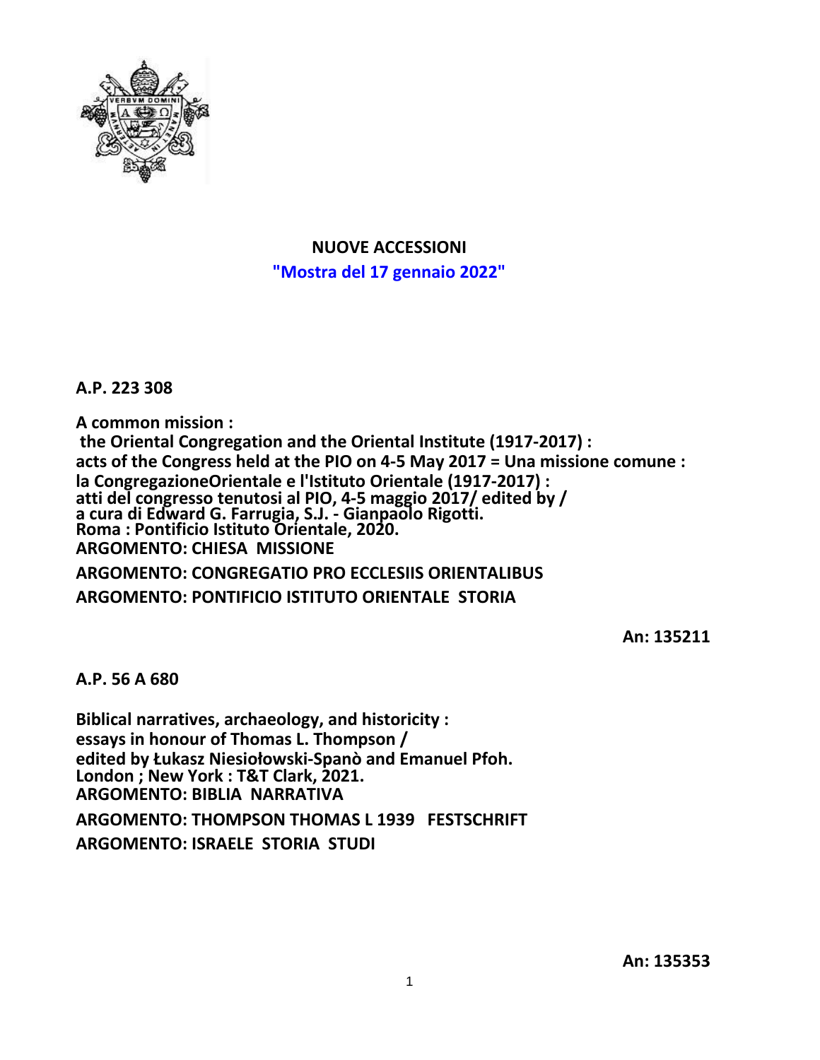# NUOVE ACCESSIONI

## "Mostra del 17 gennaio 2022"

**A.P. 223 308**

**A common mission :**
**the Oriental Congregation and the Oriental Institute (1917-2017) :**
**acts of the Congress held at the PIO on 4-5 May 2017 = Una missione comune :**
**la CongregazioneOrientale e l'Istituto Orientale (1917-2017) :**
**atti del congresso tenutosi al PIO, 4-5 maggio 2017/ edited by /**
**a cura di Edward G. Farrugia, S.J. - Gianpaolo Rigotti.**
**Roma : Pontificio Istituto Orientale, 2020.**
**ARGOMENTO: CHIESA MISSIONE**
**ARGOMENTO: CONGREGATIO PRO ECCLESIIS ORIENTALIBUS**
**ARGOMENTO: PONTIFICIO ISTITUTO ORIENTALE STORIA**

**An: 135211**

**A.P. 56 A 680**

**Biblical narratives, archaeology, and historicity :**
**essays in honour of Thomas L. Thompson /**
**edited by Łukasz Niesiołowski-Spanò and Emanuel Pfoh.**
**London ; New York : T&T Clark, 2021.**
**ARGOMENTO: BIBLIA NARRATIVA**
**ARGOMENTO: THOMPSON THOMAS L 1939 FESTSCHRIFT**
**ARGOMENTO: ISRAELE STORIA STUDI**

**An: 135353**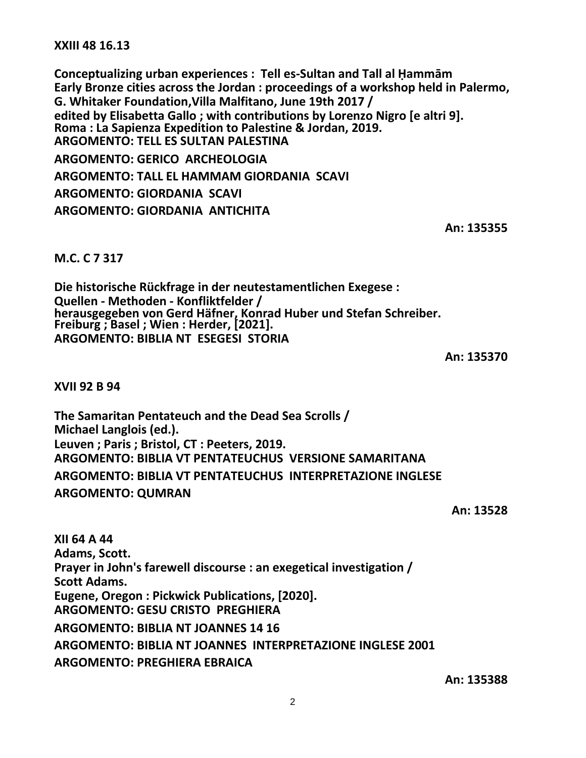**XXIII 48 16.13**

**Conceptualizing urban experiences : Tell es-Sultan and Tall al Ḥammām Early Bronze cities across the Jordan : proceedings of a workshop held in Palermo, G. Whitaker Foundation,Villa Malfitano, June 19th 2017 /**
**edited by Elisabetta Gallo ; with contributions by Lorenzo Nigro [e altri 9].**
**Roma : La Sapienza Expedition to Palestine & Jordan, 2019.**
**ARGOMENTO: TELL ES SULTAN PALESTINA**

**ARGOMENTO: GERICO ARCHEOLOGIA**

**ARGOMENTO: TALL EL HAMMAM GIORDANIA SCAVI**

**ARGOMENTO: GIORDANIA SCAVI**

**ARGOMENTO: GIORDANIA ANTICHITA**

**An: 135355**

**M.C. C 7 317**

**Die historische Rückfrage in der neutestamentlichen Exegese :**
**Quellen - Methoden - Konfliktfelder /**
**herausgegeben von Gerd Häfner, Konrad Huber und Stefan Schreiber.**
**Freiburg ; Basel ; Wien : Herder, [2021].**
**ARGOMENTO: BIBLIA NT ESEGESI STORIA**

**An: 135370**

**XVII 92 B 94**

**The Samaritan Pentateuch and the Dead Sea Scrolls /**
**Michael Langlois (ed.).**
**Leuven ; Paris ; Bristol, CT : Peeters, 2019.**
**ARGOMENTO: BIBLIA VT PENTATEUCHUS VERSIONE SAMARITANA**

**ARGOMENTO: BIBLIA VT PENTATEUCHUS INTERPRETAZIONE INGLESE**

**ARGOMENTO: QUMRAN**

**An: 13528**

**XII 64 A 44**
**Adams, Scott.**
**Prayer in John's farewell discourse : an exegetical investigation /**
**Scott Adams.**
**Eugene, Oregon : Pickwick Publications, [2020].**
**ARGOMENTO: GESU CRISTO PREGHIERA**

**ARGOMENTO: BIBLIA NT JOANNES 14 16**

**ARGOMENTO: BIBLIA NT JOANNES INTERPRETAZIONE INGLESE 2001**

**ARGOMENTO: PREGHIERA EBRAICA**

**An: 135388**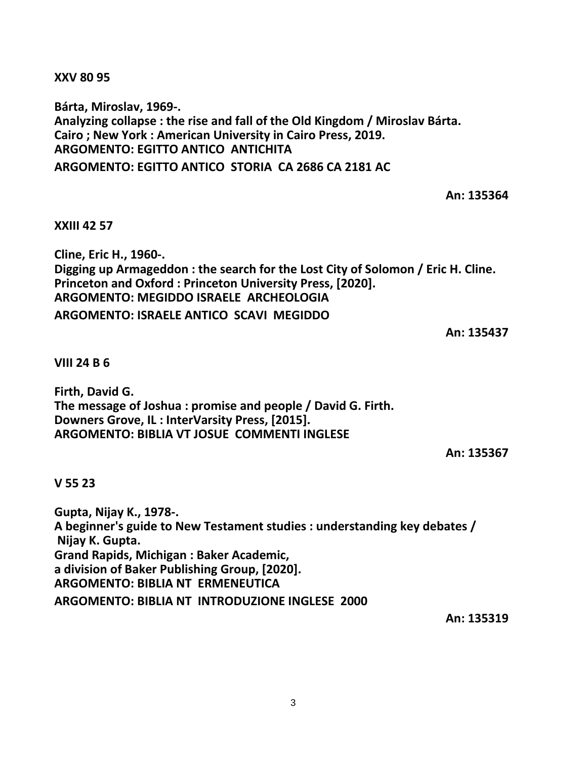**XXV 80 95**

**Bárta, Miroslav, 1969-.**
**Analyzing collapse : the rise and fall of the Old Kingdom / Miroslav Bárta.**
**Cairo ; New York : American University in Cairo Press, 2019.**
**ARGOMENTO: EGITTO ANTICO ANTICHITA**
**ARGOMENTO: EGITTO ANTICO STORIA CA 2686 CA 2181 AC**

**An: 135364**

**XXIII 42 57**

**Cline, Eric H., 1960-.**
**Digging up Armageddon : the search for the Lost City of Solomon / Eric H. Cline.**
**Princeton and Oxford : Princeton University Press, [2020].**
**ARGOMENTO: MEGIDDO ISRAELE ARCHEOLOGIA**
**ARGOMENTO: ISRAELE ANTICO SCAVI MEGIDDO**

**An: 135437**

**VIII 24 B 6**

**Firth, David G.**
**The message of Joshua : promise and people / David G. Firth.**
**Downers Grove, IL : InterVarsity Press, [2015].**
**ARGOMENTO: BIBLIA VT JOSUE COMMENTI INGLESE**

**An: 135367**

**V 55 23**

**Gupta, Nijay K., 1978-.**
**A beginner's guide to New Testament studies : understanding key debates / Nijay K. Gupta.**
**Grand Rapids, Michigan : Baker Academic,**
**a division of Baker Publishing Group, [2020].**
**ARGOMENTO: BIBLIA NT ERMENEUTICA**
**ARGOMENTO: BIBLIA NT INTRODUZIONE INGLESE 2000**

**An: 135319**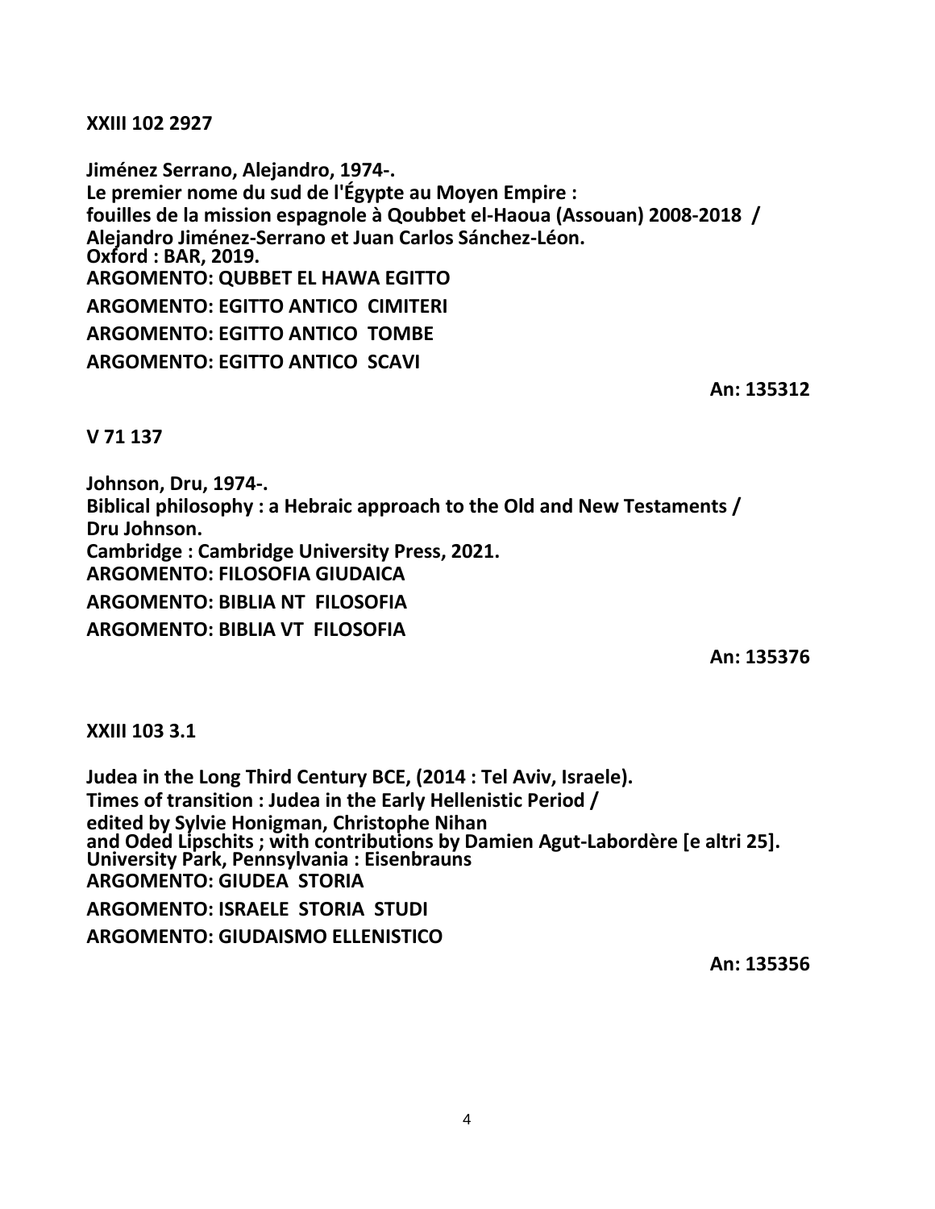**XXIII 102 2927**

**Jiménez Serrano, Alejandro, 1974-.**
**Le premier nome du sud de l'Égypte au Moyen Empire :**
**fouilles de la mission espagnole à Qoubbet el-Haoua (Assouan) 2008-2018 /**
**Alejandro Jiménez-Serrano et Juan Carlos Sánchez-Léon.**
**Oxford : BAR, 2019.**
**ARGOMENTO: QUBBET EL HAWA EGITTO**
**ARGOMENTO: EGITTO ANTICO CIMITERI**
**ARGOMENTO: EGITTO ANTICO TOMBE**
**ARGOMENTO: EGITTO ANTICO SCAVI**

**An: 135312**

**V 71 137**

**Johnson, Dru, 1974-.**
**Biblical philosophy : a Hebraic approach to the Old and New Testaments /**
**Dru Johnson.**
**Cambridge : Cambridge University Press, 2021.**
**ARGOMENTO: FILOSOFIA GIUDAICA**
**ARGOMENTO: BIBLIA NT FILOSOFIA**
**ARGOMENTO: BIBLIA VT FILOSOFIA**

**An: 135376**

**XXIII 103 3.1**

**Judea in the Long Third Century BCE, (2014 : Tel Aviv, Israele).**
**Times of transition : Judea in the Early Hellenistic Period /**
**edited by Sylvie Honigman, Christophe Nihan**
**and Oded Lipschits ; with contributions by Damien Agut-Labordère [e altri 25].**
**University Park, Pennsylvania : Eisenbrauns**
**ARGOMENTO: GIUDEA STORIA**
**ARGOMENTO: ISRAELE STORIA STUDI**
**ARGOMENTO: GIUDAISMO ELLENISTICO**

**An: 135356**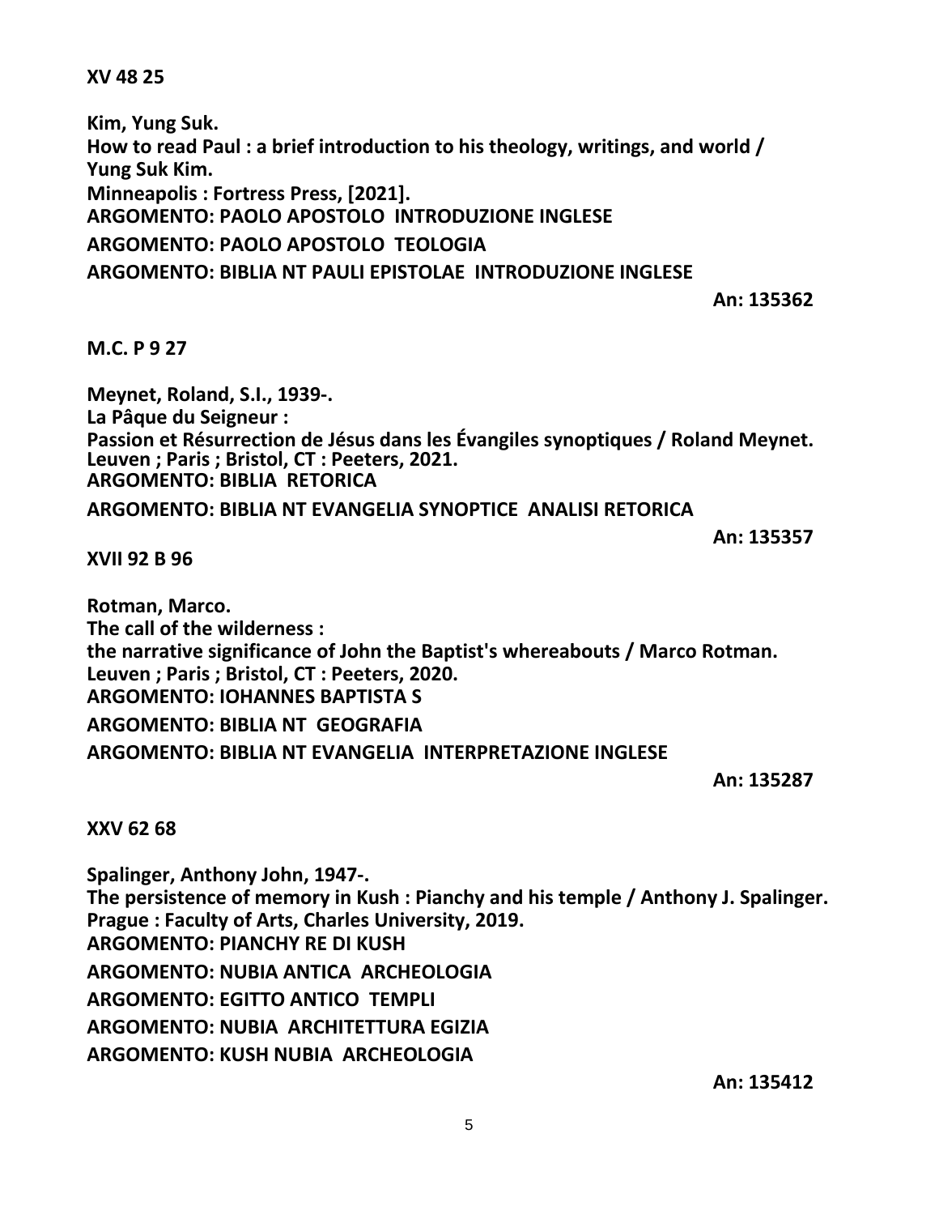**XV 48 25**

**Kim, Yung Suk.**
**How to read Paul : a brief introduction to his theology, writings, and world / Yung Suk Kim.**
**Minneapolis : Fortress Press, [2021].**
**ARGOMENTO: PAOLO APOSTOLO INTRODUZIONE INGLESE**
**ARGOMENTO: PAOLO APOSTOLO TEOLOGIA**
**ARGOMENTO: BIBLIA NT PAULI EPISTOLAE INTRODUZIONE INGLESE**

**An: 135362**

**M.C. P 9 27**

**Meynet, Roland, S.I., 1939-.**
**La Pâque du Seigneur :**
**Passion et Résurrection de Jésus dans les Évangiles synoptiques / Roland Meynet.**
**Leuven ; Paris ; Bristol, CT : Peeters, 2021.**
**ARGOMENTO: BIBLIA RETORICA**
**ARGOMENTO: BIBLIA NT EVANGELIA SYNOPTICE ANALISI RETORICA**

**An: 135357**

**XVII 92 B 96**

**Rotman, Marco.**
**The call of the wilderness :**
**the narrative significance of John the Baptist's whereabouts / Marco Rotman.**
**Leuven ; Paris ; Bristol, CT : Peeters, 2020.**
**ARGOMENTO: IOHANNES BAPTISTA S**
**ARGOMENTO: BIBLIA NT GEOGRAFIA**
**ARGOMENTO: BIBLIA NT EVANGELIA INTERPRETAZIONE INGLESE**

**An: 135287**

**XXV 62 68**

**Spalinger, Anthony John, 1947-.**
**The persistence of memory in Kush : Pianchy and his temple / Anthony J. Spalinger.**
**Prague : Faculty of Arts, Charles University, 2019.**
**ARGOMENTO: PIANCHY RE DI KUSH**
**ARGOMENTO: NUBIA ANTICA ARCHEOLOGIA**
**ARGOMENTO: EGITTO ANTICO TEMPLI**
**ARGOMENTO: NUBIA ARCHITETTURA EGIZIA**
**ARGOMENTO: KUSH NUBIA ARCHEOLOGIA**

**An: 135412**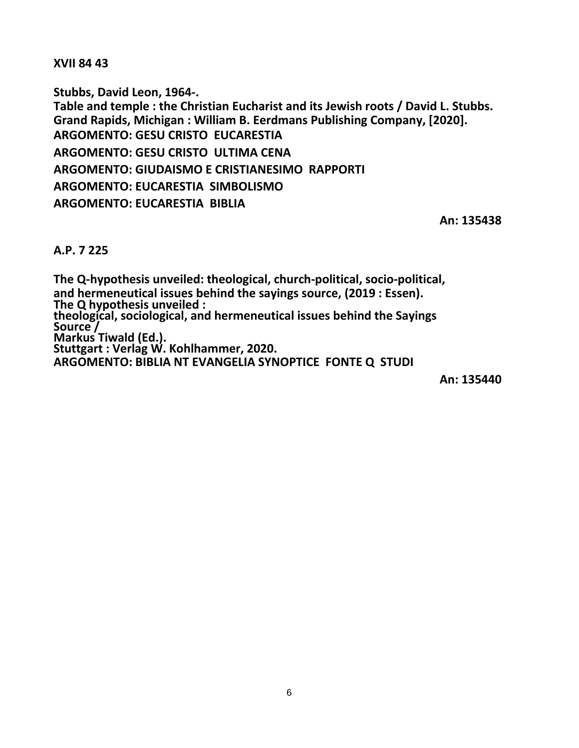**XVII 84 43**

**Stubbs, David Leon, 1964-.**
**Table and temple : the Christian Eucharist and its Jewish roots / David L. Stubbs.**
**Grand Rapids, Michigan : William B. Eerdmans Publishing Company, [2020].**
**ARGOMENTO: GESU CRISTO  EUCARESTIA**
**ARGOMENTO: GESU CRISTO  ULTIMA CENA**
**ARGOMENTO: GIUDAISMO E CRISTIANESIMO  RAPPORTI**
**ARGOMENTO: EUCARESTIA  SIMBOLISMO**
**ARGOMENTO: EUCARESTIA  BIBLIA**

**An: 135438**

**A.P. 7 225**

**The Q-hypothesis unveiled: theological, church-political, socio-political, and hermeneutical issues behind the sayings source, (2019 : Essen).**
**The Q hypothesis unveiled :**
**theological, sociological, and hermeneutical issues behind the Sayings Source /**
**Markus Tiwald (Ed.).**
**Stuttgart : Verlag W. Kohlhammer, 2020.**
**ARGOMENTO: BIBLIA NT EVANGELIA SYNOPTICE  FONTE Q  STUDI**

**An: 135440**